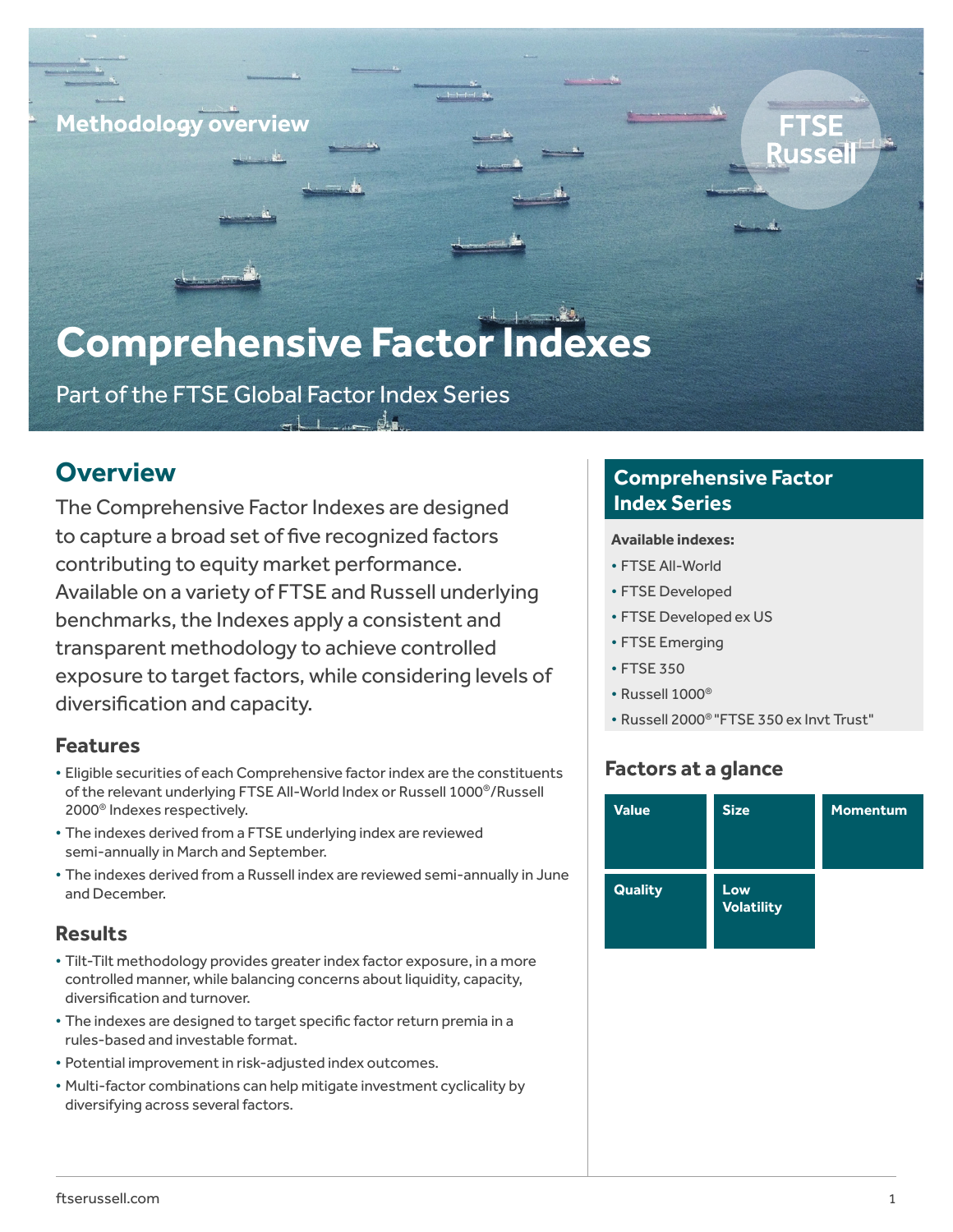Methodology overview

# Comprehensive Factor Indexes

Part of the FTSE Global Factor Index Series

## Overview

The Comprehensive Factor Indexes are designed to capture a broad set of five recognized factors contributing to equity market performance. Available on a variety of FTSE and Russell underlying benchmarks, the Indexes apply a consistent and transparent methodology to achieve controlled exposure to target factors, while considering levels of diversification and capacity.

### Features

- Eligible securities of each Comprehensive factor index are the constituents of the relevant underlying FTSE All-World Index or Russell 1000®/Russell 2000® Indexes respectively.
- The indexes derived from a FTSE underlying index are reviewed semi-annually in March and September.
- The indexes derived from a Russell index are reviewed semi-annually in June and December.

### Results

- Tilt-Tilt methodology provides greater index factor exposure, in a more controlled manner, while balancing concerns about liquidity, capacity, diversification and turnover.
- The indexes are designed to target specific factor return premia in a rules-based and investable format.
- Potential improvement in risk-adjusted index outcomes.
- Multi-factor combinations can help mitigate investment cyclicality by diversifying across several factors.

## Comprehensive Factor Index Series

**Available indexes:**

- FTSE All-World
- FTSE Developed
- FTSE Developed ex US
- FTSE Emerging
- FTSE 350
- Russell 1000®
- Russell 2000® "FTSE 350 ex Invt Trust"

### Factors at a glance

| Value | Size | Momentum |
|---|---|---|
| Quality | Low Volatility | |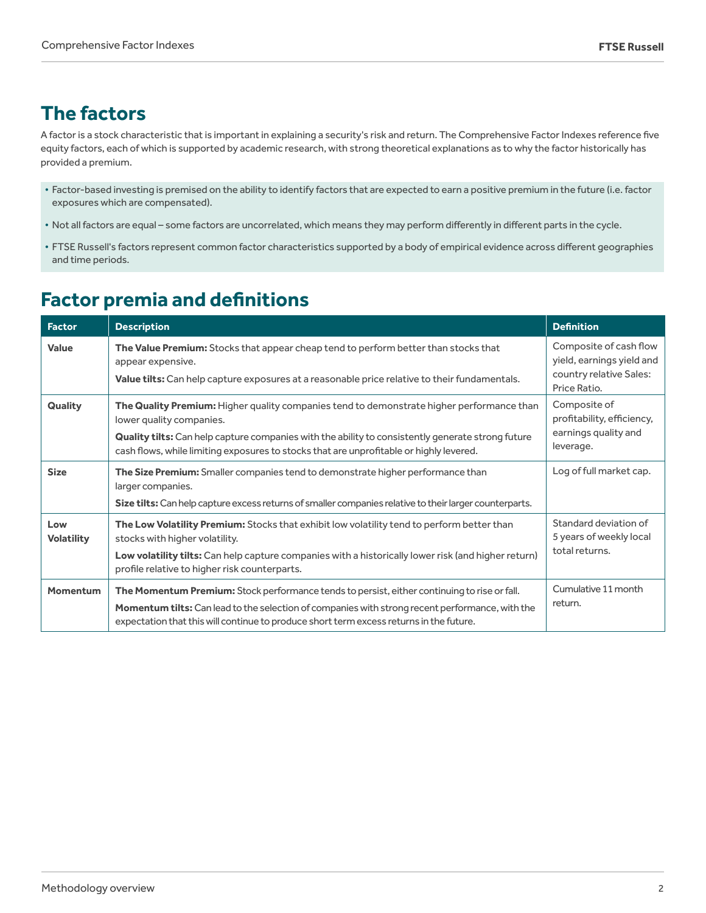## The factors

A factor is a stock characteristic that is important in explaining a security's risk and return. The Comprehensive Factor Indexes reference five equity factors, each of which is supported by academic research, with strong theoretical explanations as to why the factor historically has provided a premium.

- Factor-based investing is premised on the ability to identify factors that are expected to earn a positive premium in the future (i.e. factor exposures which are compensated).
- Not all factors are equal – some factors are uncorrelated, which means they may perform differently in different parts in the cycle.
- FTSE Russell's factors represent common factor characteristics supported by a body of empirical evidence across different geographies and time periods.

## Factor premia and definitions

| Factor | Description | Definition |
|---|---|---|
| **Value** | **The Value Premium:** Stocks that appear cheap tend to perform better than stocks that appear expensive.<br>**Value tilts:** Can help capture exposures at a reasonable price relative to their fundamentals. | Composite of cash flow yield, earnings yield and country relative Sales: Price Ratio. |
| **Quality** | **The Quality Premium:** Higher quality companies tend to demonstrate higher performance than lower quality companies.<br>**Quality tilts:** Can help capture companies with the ability to consistently generate strong future cash flows, while limiting exposures to stocks that are unprofitable or highly levered. | Composite of profitability, efficiency, earnings quality and leverage. |
| **Size** | **The Size Premium:** Smaller companies tend to demonstrate higher performance than larger companies.<br>**Size tilts:** Can help capture excess returns of smaller companies relative to their larger counterparts. | Log of full market cap. |
| **Low Volatility** | **The Low Volatility Premium:** Stocks that exhibit low volatility tend to perform better than stocks with higher volatility.<br>**Low volatility tilts:** Can help capture companies with a historically lower risk (and higher return) profile relative to higher risk counterparts. | Standard deviation of 5 years of weekly local total returns. |
| **Momentum** | **The Momentum Premium:** Stock performance tends to persist, either continuing to rise or fall.<br>**Momentum tilts:** Can lead to the selection of companies with strong recent performance, with the expectation that this will continue to produce short term excess returns in the future. | Cumulative 11 month return. |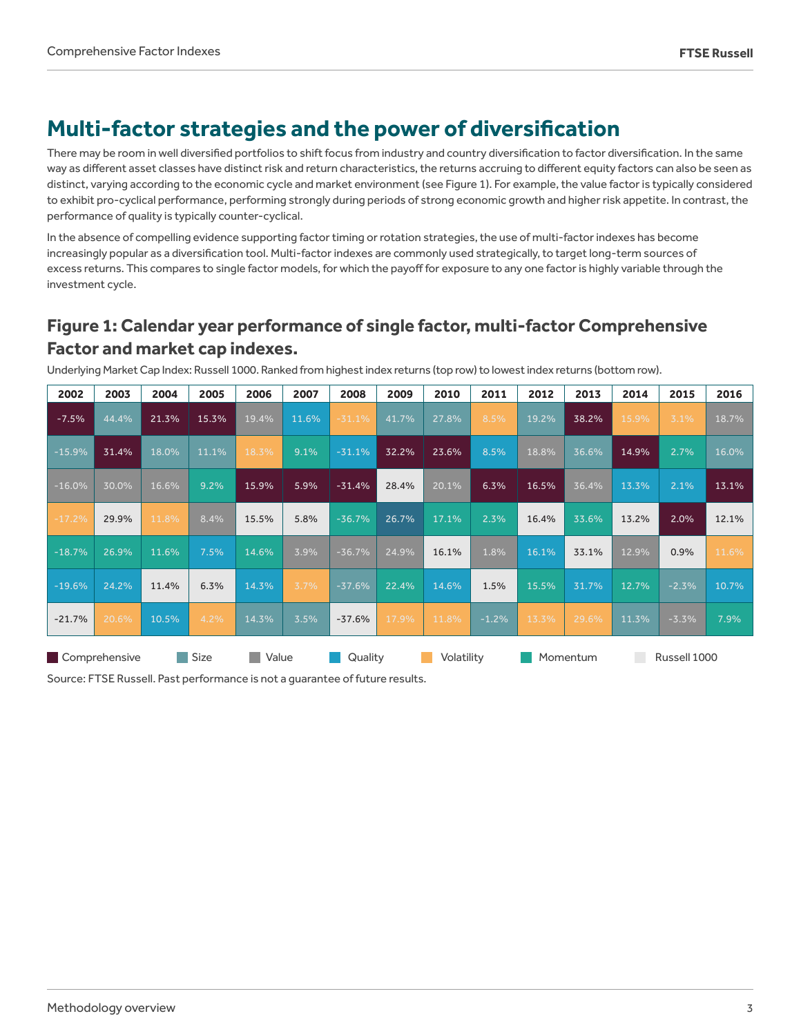# Multi-factor strategies and the power of diversification

There may be room in well diversified portfolios to shift focus from industry and country diversification to factor diversification. In the same way as different asset classes have distinct risk and return characteristics, the returns accruing to different equity factors can also be seen as distinct, varying according to the economic cycle and market environment (see Figure 1). For example, the value factor is typically considered to exhibit pro-cyclical performance, performing strongly during periods of strong economic growth and higher risk appetite. In contrast, the performance of quality is typically counter-cyclical.

In the absence of compelling evidence supporting factor timing or rotation strategies, the use of multi-factor indexes has become increasingly popular as a diversification tool. Multi-factor indexes are commonly used strategically, to target long-term sources of excess returns. This compares to single factor models, for which the payoff for exposure to any one factor is highly variable through the investment cycle.

## Figure 1: Calendar year performance of single factor, multi-factor Comprehensive Factor and market cap indexes.

Underlying Market Cap Index: Russell 1000. Ranked from highest index returns (top row) to lowest index returns (bottom row).

| 2002 | 2003 | 2004 | 2005 | 2006 | 2007 | 2008 | 2009 | 2010 | 2011 | 2012 | 2013 | 2014 | 2015 | 2016 |
|---|---|---|---|---|---|---|---|---|---|---|---|---|---|---|
| -7.5% | 44.4% | 21.3% | 15.3% | 19.4% | 11.6% | -31.1% | 41.7% | 27.8% | 8.5% | 19.2% | 38.2% | 15.9% | 3.1% | 18.7% |
| -15.9% | 31.4% | 18.0% | 11.1% | 18.3% | 9.1% | -31.1% | 32.2% | 23.6% | 8.5% | 18.8% | 36.6% | 14.9% | 2.7% | 16.0% |
| -16.0% | 30.0% | 16.6% | 9.2% | 15.9% | 5.9% | -31.4% | 28.4% | 20.1% | 6.3% | 16.5% | 36.4% | 13.3% | 2.1% | 13.1% |
| -17.2% | 29.9% | 11.8% | 8.4% | 15.5% | 5.8% | -36.7% | 26.7% | 17.1% | 2.3% | 16.4% | 33.6% | 13.2% | 2.0% | 12.1% |
| -18.7% | 26.9% | 11.6% | 7.5% | 14.6% | 3.9% | -36.7% | 24.9% | 16.1% | 1.8% | 16.1% | 33.1% | 12.9% | 0.9% | 11.6% |
| -19.6% | 24.2% | 11.4% | 6.3% | 14.3% | 3.7% | -37.6% | 22.4% | 14.6% | 1.5% | 15.5% | 31.7% | 12.7% | -2.3% | 10.7% |
| -21.7% | 20.6% | 10.5% | 4.2% | 14.3% | 3.5% | -37.6% | 17.9% | 11.8% | -1.2% | 13.3% | 29.6% | 11.3% | -3.3% | 7.9% |

Comprehensive | Size | Value | Quality | Volatility | Momentum | Russell 1000

Source: FTSE Russell. Past performance is not a guarantee of future results.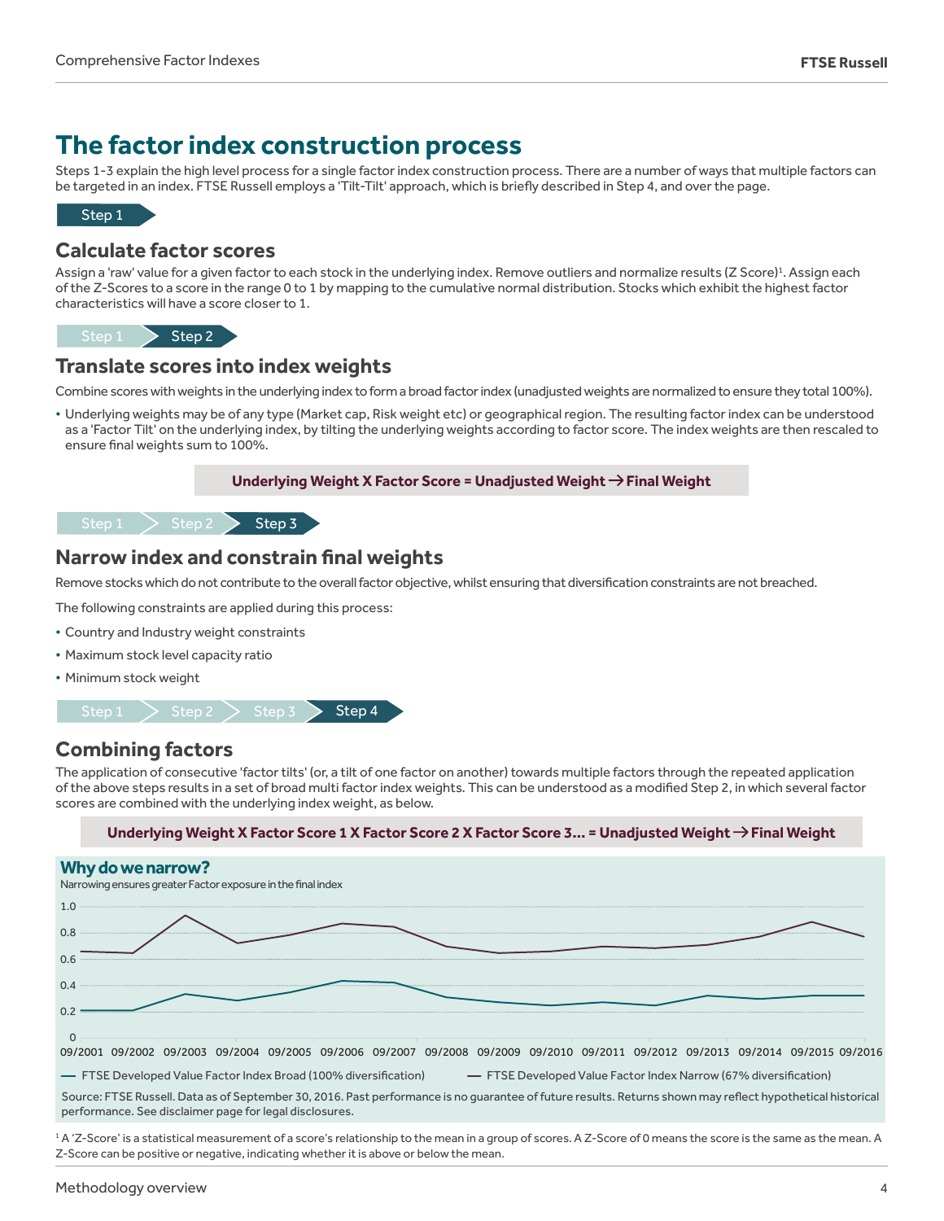# The factor index construction process

Steps 1-3 explain the high level process for a single factor index construction process. There are a number of ways that multiple factors can be targeted in an index. FTSE Russell employs a 'Tilt-Tilt' approach, which is briefly described in Step 4, and over the page.

Step 1

## Calculate factor scores

Assign a 'raw' value for a given factor to each stock in the underlying index. Remove outliers and normalize results (Z Score)[1]. Assign each of the Z-Scores to a score in the range 0 to 1 by mapping to the cumulative normal distribution. Stocks which exhibit the highest factor characteristics will have a score closer to 1.

Step 1 > Step 2

## Translate scores into index weights

Combine scores with weights in the underlying index to form a broad factor index (unadjusted weights are normalized to ensure they total 100%).

- Underlying weights may be of any type (Market cap, Risk weight etc) or geographical region. The resulting factor index can be understood as a 'Factor Tilt' on the underlying index, by tilting the underlying weights according to factor score. The index weights are then rescaled to ensure final weights sum to 100%.

**Underlying Weight X Factor Score = Unadjusted Weight → Final Weight**

Step 1 > Step 2 > Step 3

## Narrow index and constrain final weights

Remove stocks which do not contribute to the overall factor objective, whilst ensuring that diversification constraints are not breached.

The following constraints are applied during this process:

- Country and Industry weight constraints
- Maximum stock level capacity ratio
- Minimum stock weight

Step 1 > Step 2 > Step 3 > Step 4

## Combining factors

The application of consecutive 'factor tilts' (or, a tilt of one factor on another) towards multiple factors through the repeated application of the above steps results in a set of broad multi factor index weights. This can be understood as a modified Step 2, in which several factor scores are combined with the underlying index weight, as below.

**Underlying Weight X Factor Score 1 X Factor Score 2 X Factor Score 3... = Unadjusted Weight → Final Weight**

### Why do we narrow?

Narrowing ensures greater Factor exposure in the final index

— FTSE Developed Value Factor Index Broad (100% diversification) — FTSE Developed Value Factor Index Narrow (67% diversification)

Source: FTSE Russell. Data as of September 30, 2016. Past performance is no guarantee of future results. Returns shown may reflect hypothetical historical performance. See disclaimer page for legal disclosures.

[1] A 'Z-Score' is a statistical measurement of a score's relationship to the mean in a group of scores. A Z-Score of 0 means the score is the same as the mean. A Z-Score can be positive or negative, indicating whether it is above or below the mean.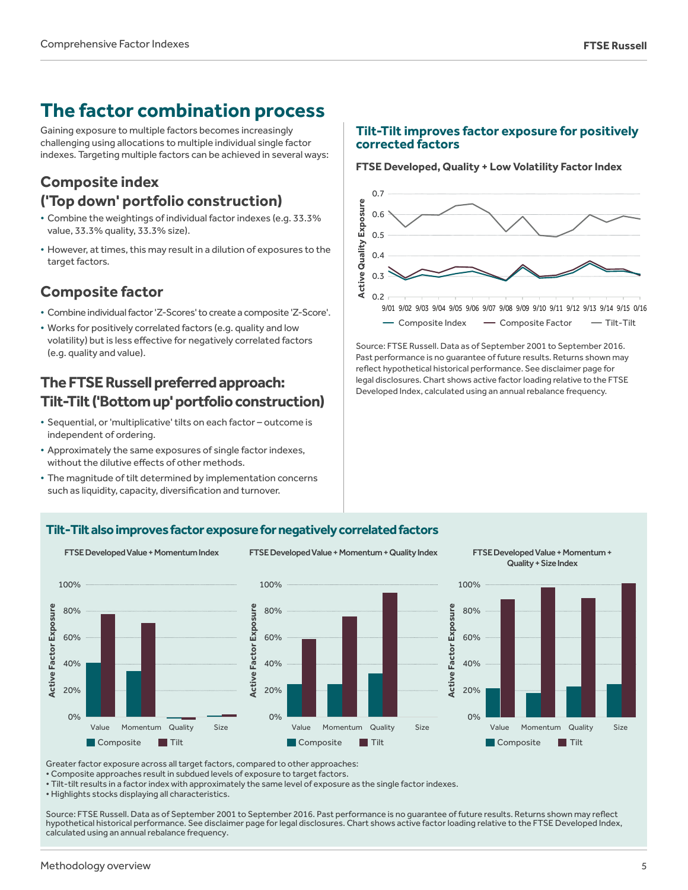# The factor combination process

Gaining exposure to multiple factors becomes increasingly challenging using allocations to multiple individual single factor indexes. Targeting multiple factors can be achieved in several ways:

## Composite index ('Top down' portfolio construction)

- Combine the weightings of individual factor indexes (e.g. 33.3% value, 33.3% quality, 33.3% size).
- However, at times, this may result in a dilution of exposures to the target factors.

## Composite factor

- Combine individual factor 'Z-Scores' to create a composite 'Z-Score'.
- Works for positively correlated factors (e.g. quality and low volatility) but is less effective for negatively correlated factors (e.g. quality and value).

## The FTSE Russell preferred approach: Tilt-Tilt ('Bottom up' portfolio construction)

- Sequential, or 'multiplicative' tilts on each factor – outcome is independent of ordering.
- Approximately the same exposures of single factor indexes, without the dilutive effects of other methods.
- The magnitude of tilt determined by implementation concerns such as liquidity, capacity, diversification and turnover.

### Tilt-Tilt improves factor exposure for positively corrected factors

**FTSE Developed, Quality + Low Volatility Factor Index**

Source: FTSE Russell. Data as of September 2001 to September 2016. Past performance is no guarantee of future results. Returns shown may reflect hypothetical historical performance. See disclaimer page for legal disclosures. Chart shows active factor loading relative to the FTSE Developed Index, calculated using an annual rebalance frequency.

### Tilt-Tilt also improves factor exposure for negatively correlated factors

**FTSE Developed Value + Momentum Index**

**FTSE Developed Value + Momentum + Quality Index**

**FTSE Developed Value + Momentum + Quality + Size Index**

Greater factor exposure across all target factors, compared to other approaches:

- Composite approaches result in subdued levels of exposure to target factors.
- Tilt-tilt results in a factor index with approximately the same level of exposure as the single factor indexes.
- Highlights stocks displaying all characteristics.

Source: FTSE Russell. Data as of September 2001 to September 2016. Past performance is no guarantee of future results. Returns shown may reflect hypothetical historical performance. See disclaimer page for legal disclosures. Chart shows active factor loading relative to the FTSE Developed Index, calculated using an annual rebalance frequency.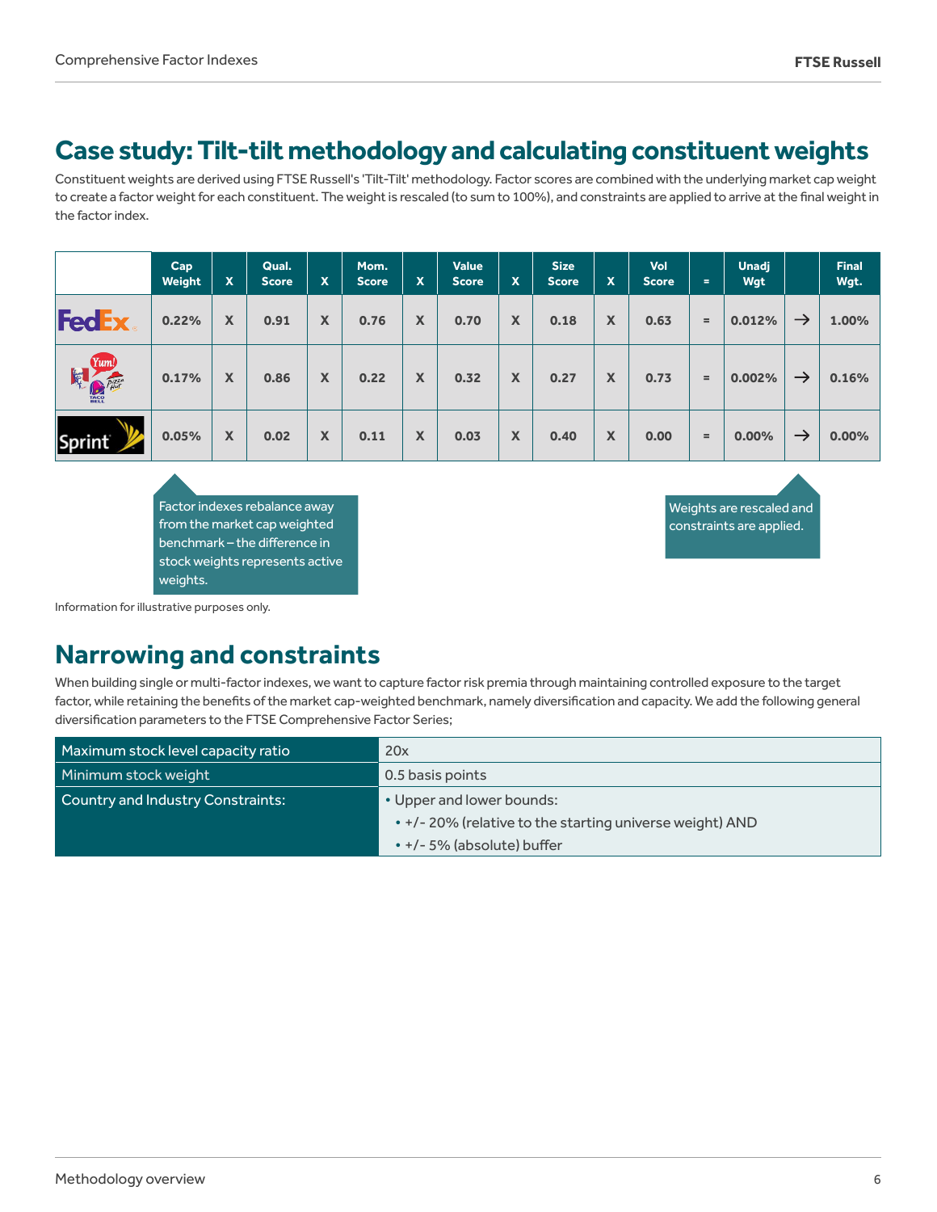## Case study: Tilt-tilt methodology and calculating constituent weights

Constituent weights are derived using FTSE Russell's 'Tilt-Tilt' methodology. Factor scores are combined with the underlying market cap weight to create a factor weight for each constituent. The weight is rescaled (to sum to 100%), and constraints are applied to arrive at the final weight in the factor index.

| | Cap Weight | X | Qual. Score | X | Mom. Score | X | Value Score | X | Size Score | X | Vol Score | = | Unadj Wgt | | Final Wgt. |
|---|---|---|---|---|---|---|---|---|---|---|---|---|---|---|---|
| FedEx | 0.22% | X | 0.91 | X | 0.76 | X | 0.70 | X | 0.18 | X | 0.63 | = | 0.012% | → | 1.00% |
| Yum! | 0.17% | X | 0.86 | X | 0.22 | X | 0.32 | X | 0.27 | X | 0.73 | = | 0.002% | → | 0.16% |
| Sprint | 0.05% | X | 0.02 | X | 0.11 | X | 0.03 | X | 0.40 | X | 0.00 | = | 0.00% | → | 0.00% |

Factor indexes rebalance away from the market cap weighted benchmark – the difference in stock weights represents active weights.

Weights are rescaled and constraints are applied.

Information for illustrative purposes only.

## Narrowing and constraints

When building single or multi-factor indexes, we want to capture factor risk premia through maintaining controlled exposure to the target factor, while retaining the benefits of the market cap-weighted benchmark, namely diversification and capacity. We add the following general diversification parameters to the FTSE Comprehensive Factor Series;

| | |
|---|---|
| Maximum stock level capacity ratio | 20x |
| Minimum stock weight | 0.5 basis points |
| Country and Industry Constraints: | • Upper and lower bounds:<br>• +/- 20% (relative to the starting universe weight) AND<br>• +/- 5% (absolute) buffer |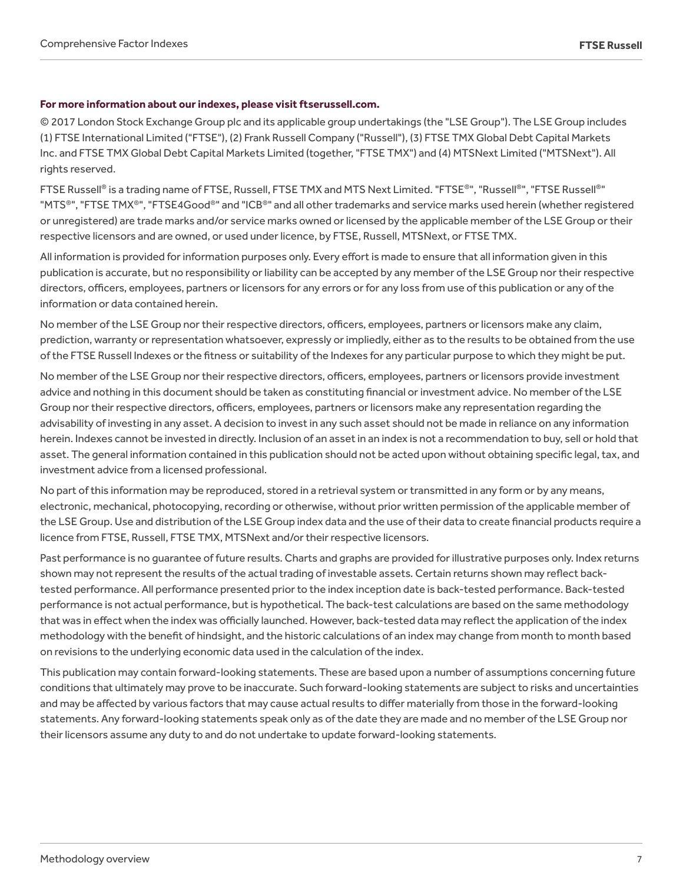**For more information about our indexes, please visit ftserussell.com.**

© 2017 London Stock Exchange Group plc and its applicable group undertakings (the "LSE Group"). The LSE Group includes (1) FTSE International Limited ("FTSE"), (2) Frank Russell Company ("Russell"), (3) FTSE TMX Global Debt Capital Markets Inc. and FTSE TMX Global Debt Capital Markets Limited (together, "FTSE TMX") and (4) MTSNext Limited ("MTSNext"). All rights reserved.

FTSE Russell® is a trading name of FTSE, Russell, FTSE TMX and MTS Next Limited. "FTSE®", "Russell®", "FTSE Russell®" "MTS®", "FTSE TMX®", "FTSE4Good®" and "ICB®" and all other trademarks and service marks used herein (whether registered or unregistered) are trade marks and/or service marks owned or licensed by the applicable member of the LSE Group or their respective licensors and are owned, or used under licence, by FTSE, Russell, MTSNext, or FTSE TMX.

All information is provided for information purposes only. Every effort is made to ensure that all information given in this publication is accurate, but no responsibility or liability can be accepted by any member of the LSE Group nor their respective directors, officers, employees, partners or licensors for any errors or for any loss from use of this publication or any of the information or data contained herein.

No member of the LSE Group nor their respective directors, officers, employees, partners or licensors make any claim, prediction, warranty or representation whatsoever, expressly or impliedly, either as to the results to be obtained from the use of the FTSE Russell Indexes or the fitness or suitability of the Indexes for any particular purpose to which they might be put.

No member of the LSE Group nor their respective directors, officers, employees, partners or licensors provide investment advice and nothing in this document should be taken as constituting financial or investment advice. No member of the LSE Group nor their respective directors, officers, employees, partners or licensors make any representation regarding the advisability of investing in any asset. A decision to invest in any such asset should not be made in reliance on any information herein. Indexes cannot be invested in directly. Inclusion of an asset in an index is not a recommendation to buy, sell or hold that asset. The general information contained in this publication should not be acted upon without obtaining specific legal, tax, and investment advice from a licensed professional.

No part of this information may be reproduced, stored in a retrieval system or transmitted in any form or by any means, electronic, mechanical, photocopying, recording or otherwise, without prior written permission of the applicable member of the LSE Group. Use and distribution of the LSE Group index data and the use of their data to create financial products require a licence from FTSE, Russell, FTSE TMX, MTSNext and/or their respective licensors.

Past performance is no guarantee of future results. Charts and graphs are provided for illustrative purposes only. Index returns shown may not represent the results of the actual trading of investable assets. Certain returns shown may reflect back-tested performance. All performance presented prior to the index inception date is back-tested performance. Back-tested performance is not actual performance, but is hypothetical. The back-test calculations are based on the same methodology that was in effect when the index was officially launched. However, back-tested data may reflect the application of the index methodology with the benefit of hindsight, and the historic calculations of an index may change from month to month based on revisions to the underlying economic data used in the calculation of the index.

This publication may contain forward-looking statements. These are based upon a number of assumptions concerning future conditions that ultimately may prove to be inaccurate. Such forward-looking statements are subject to risks and uncertainties and may be affected by various factors that may cause actual results to differ materially from those in the forward-looking statements. Any forward-looking statements speak only as of the date they are made and no member of the LSE Group nor their licensors assume any duty to and do not undertake to update forward-looking statements.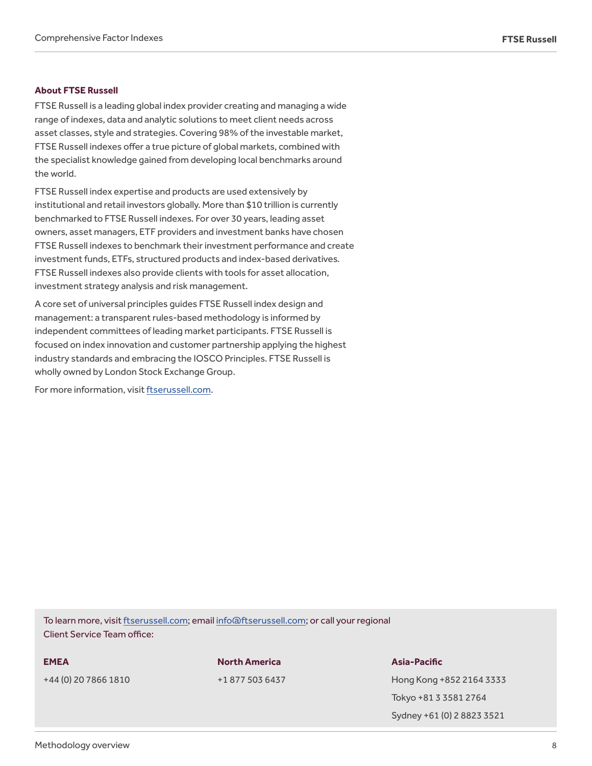### About FTSE Russell

FTSE Russell is a leading global index provider creating and managing a wide range of indexes, data and analytic solutions to meet client needs across asset classes, style and strategies. Covering 98% of the investable market, FTSE Russell indexes offer a true picture of global markets, combined with the specialist knowledge gained from developing local benchmarks around the world.

FTSE Russell index expertise and products are used extensively by institutional and retail investors globally. More than $10 trillion is currently benchmarked to FTSE Russell indexes. For over 30 years, leading asset owners, asset managers, ETF providers and investment banks have chosen FTSE Russell indexes to benchmark their investment performance and create investment funds, ETFs, structured products and index-based derivatives. FTSE Russell indexes also provide clients with tools for asset allocation, investment strategy analysis and risk management.

A core set of universal principles guides FTSE Russell index design and management: a transparent rules-based methodology is informed by independent committees of leading market participants. FTSE Russell is focused on index innovation and customer partnership applying the highest industry standards and embracing the IOSCO Principles. FTSE Russell is wholly owned by London Stock Exchange Group.

For more information, visit [ftserussell.com](https://www.ftserussell.com).

To learn more, visit [ftserussell.com](https://www.ftserussell.com); email [info@ftserussell.com](mailto:info@ftserussell.com); or call your regional Client Service Team office:

**EMEA**

+44 (0) 20 7866 1810

**North America**

+1 877 503 6437

**Asia-Pacific**

Hong Kong +852 2164 3333

Tokyo +81 3 3581 2764

Sydney +61 (0) 2 8823 3521